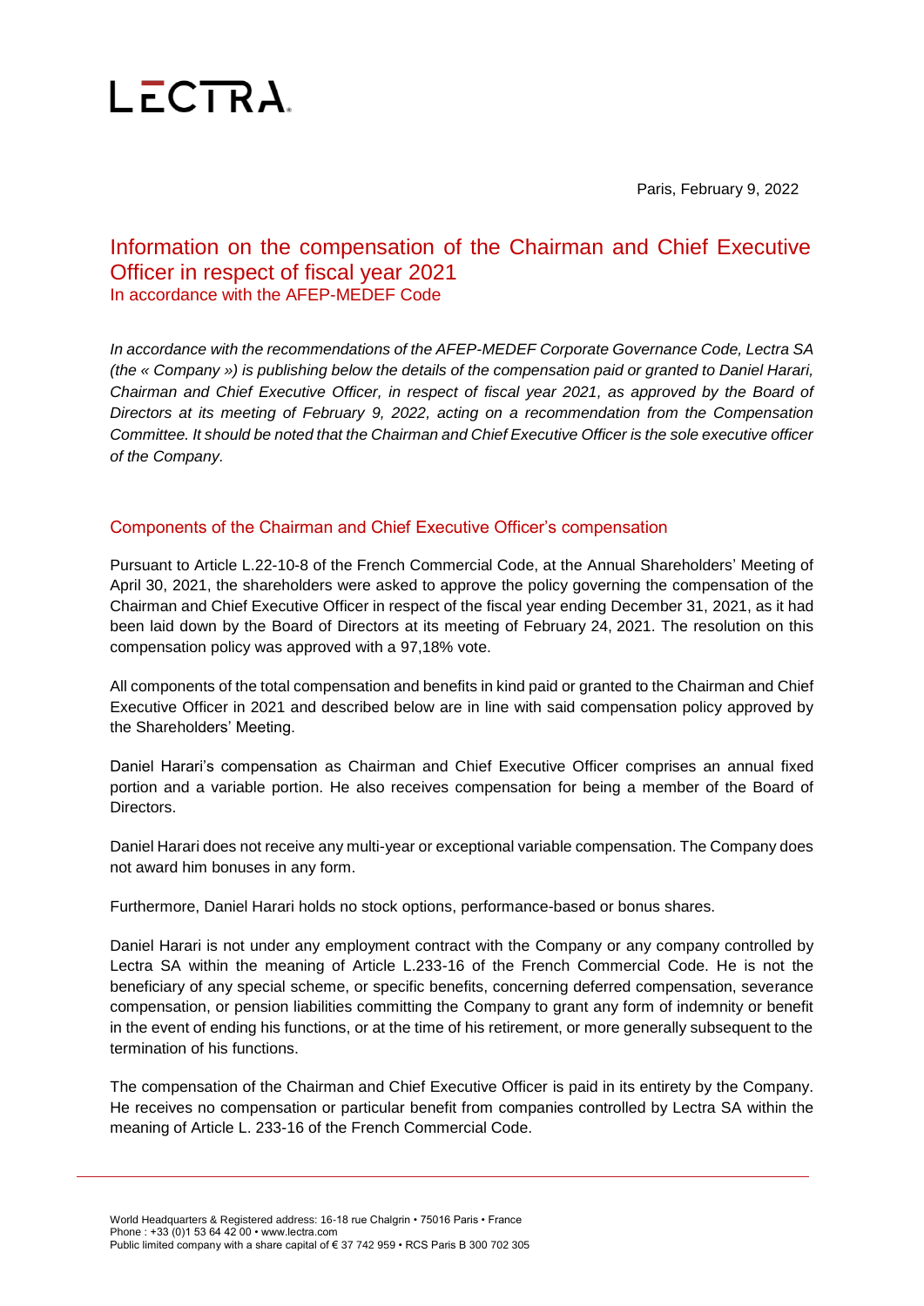# LECTRA

Paris, February 9, 2022

## Information on the compensation of the Chairman and Chief Executive Officer in respect of fiscal year 2021

In accordance with the AFEP-MEDEF Code

*In accordance with the recommendations of the AFEP-MEDEF Corporate Governance Code, Lectra SA (the « Company ») is publishing below the details of the compensation paid or granted to Daniel Harari, Chairman and Chief Executive Officer, in respect of fiscal year 2021, as approved by the Board of Directors at its meeting of February 9, 2022, acting on a recommendation from the Compensation Committee. It should be noted that the Chairman and Chief Executive Officer is the sole executive officer of the Company.*

### Components of the Chairman and Chief Executive Officer's compensation

Pursuant to Article L.22-10-8 of the French Commercial Code, at the Annual Shareholders' Meeting of April 30, 2021, the shareholders were asked to approve the policy governing the compensation of the Chairman and Chief Executive Officer in respect of the fiscal year ending December 31, 2021, as it had been laid down by the Board of Directors at its meeting of February 24, 2021. The resolution on this compensation policy was approved with a 97,18% vote.

All components of the total compensation and benefits in kind paid or granted to the Chairman and Chief Executive Officer in 2021 and described below are in line with said compensation policy approved by the Shareholders' Meeting.

Daniel Harari's compensation as Chairman and Chief Executive Officer comprises an annual fixed portion and a variable portion. He also receives compensation for being a member of the Board of Directors.

Daniel Harari does not receive any multi-year or exceptional variable compensation. The Company does not award him bonuses in any form.

Furthermore, Daniel Harari holds no stock options, performance-based or bonus shares.

Daniel Harari is not under any employment contract with the Company or any company controlled by Lectra SA within the meaning of Article L.233-16 of the French Commercial Code. He is not the beneficiary of any special scheme, or specific benefits, concerning deferred compensation, severance compensation, or pension liabilities committing the Company to grant any form of indemnity or benefit in the event of ending his functions, or at the time of his retirement, or more generally subsequent to the termination of his functions.

The compensation of the Chairman and Chief Executive Officer is paid in its entirety by the Company. He receives no compensation or particular benefit from companies controlled by Lectra SA within the meaning of Article L. 233-16 of the French Commercial Code.

World Headquarters & Registered address: 16-18 rue Chalgrin • 75016 Paris • France
Phone : +33 (0)1 53 64 42 00 • www.lectra.com
Public limited company with a share capital of € 37 742 959 • RCS Paris B 300 702 305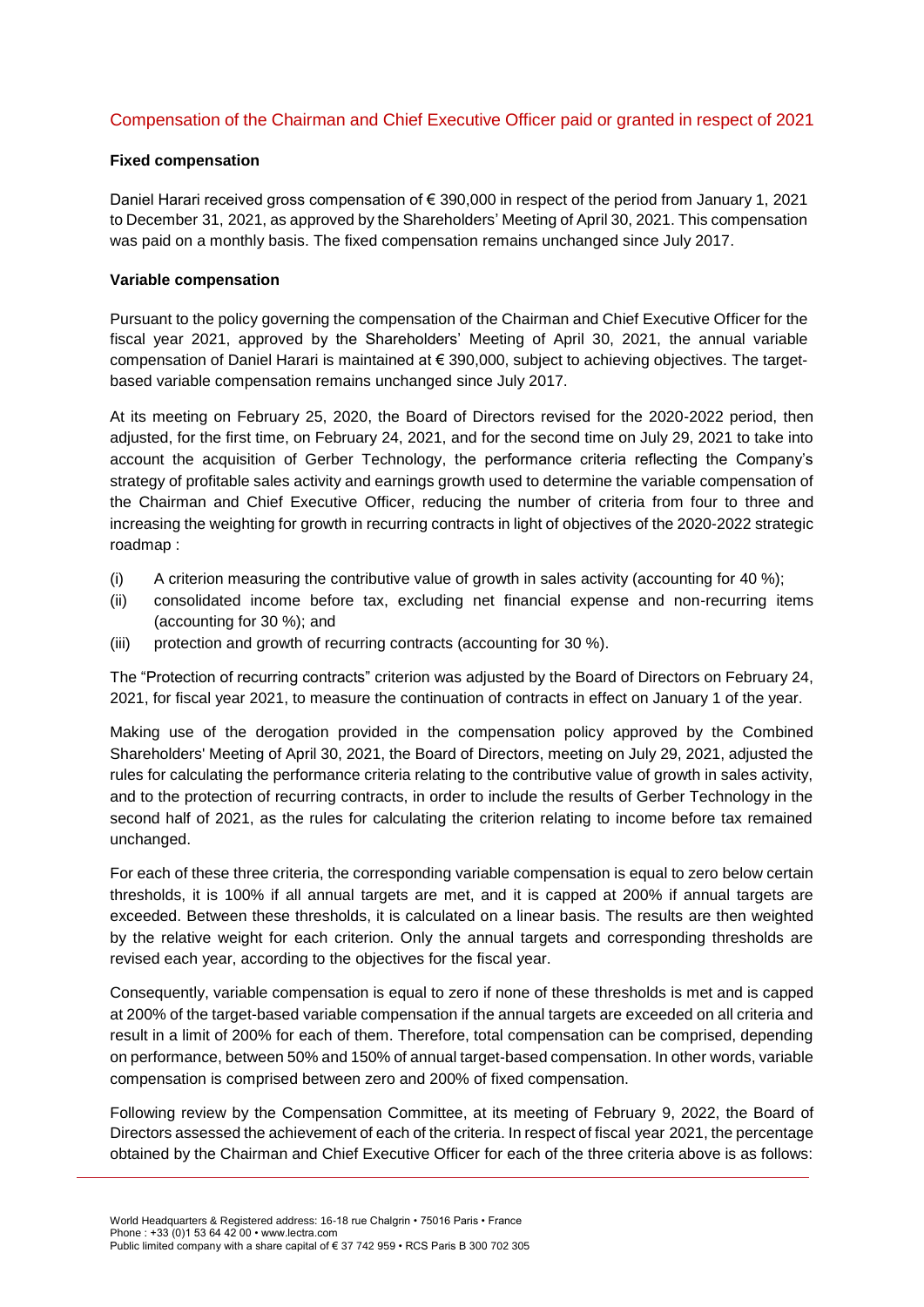## Compensation of the Chairman and Chief Executive Officer paid or granted in respect of 2021

### Fixed compensation

Daniel Harari received gross compensation of € 390,000 in respect of the period from January 1, 2021 to December 31, 2021, as approved by the Shareholders' Meeting of April 30, 2021. This compensation was paid on a monthly basis. The fixed compensation remains unchanged since July 2017.

### Variable compensation

Pursuant to the policy governing the compensation of the Chairman and Chief Executive Officer for the fiscal year 2021, approved by the Shareholders' Meeting of April 30, 2021, the annual variable compensation of Daniel Harari is maintained at € 390,000, subject to achieving objectives. The target-based variable compensation remains unchanged since July 2017.

At its meeting on February 25, 2020, the Board of Directors revised for the 2020-2022 period, then adjusted, for the first time, on February 24, 2021, and for the second time on July 29, 2021 to take into account the acquisition of Gerber Technology, the performance criteria reflecting the Company's strategy of profitable sales activity and earnings growth used to determine the variable compensation of the Chairman and Chief Executive Officer, reducing the number of criteria from four to three and increasing the weighting for growth in recurring contracts in light of objectives of the 2020-2022 strategic roadmap :

(i) A criterion measuring the contributive value of growth in sales activity (accounting for 40 %);

(ii) consolidated income before tax, excluding net financial expense and non-recurring items (accounting for 30 %); and

(iii) protection and growth of recurring contracts (accounting for 30 %).

The "Protection of recurring contracts" criterion was adjusted by the Board of Directors on February 24, 2021, for fiscal year 2021, to measure the continuation of contracts in effect on January 1 of the year.

Making use of the derogation provided in the compensation policy approved by the Combined Shareholders' Meeting of April 30, 2021, the Board of Directors, meeting on July 29, 2021, adjusted the rules for calculating the performance criteria relating to the contributive value of growth in sales activity, and to the protection of recurring contracts, in order to include the results of Gerber Technology in the second half of 2021, as the rules for calculating the criterion relating to income before tax remained unchanged.

For each of these three criteria, the corresponding variable compensation is equal to zero below certain thresholds, it is 100% if all annual targets are met, and it is capped at 200% if annual targets are exceeded. Between these thresholds, it is calculated on a linear basis. The results are then weighted by the relative weight for each criterion. Only the annual targets and corresponding thresholds are revised each year, according to the objectives for the fiscal year.

Consequently, variable compensation is equal to zero if none of these thresholds is met and is capped at 200% of the target-based variable compensation if the annual targets are exceeded on all criteria and result in a limit of 200% for each of them. Therefore, total compensation can be comprised, depending on performance, between 50% and 150% of annual target-based compensation. In other words, variable compensation is comprised between zero and 200% of fixed compensation.

Following review by the Compensation Committee, at its meeting of February 9, 2022, the Board of Directors assessed the achievement of each of the criteria. In respect of fiscal year 2021, the percentage obtained by the Chairman and Chief Executive Officer for each of the three criteria above is as follows: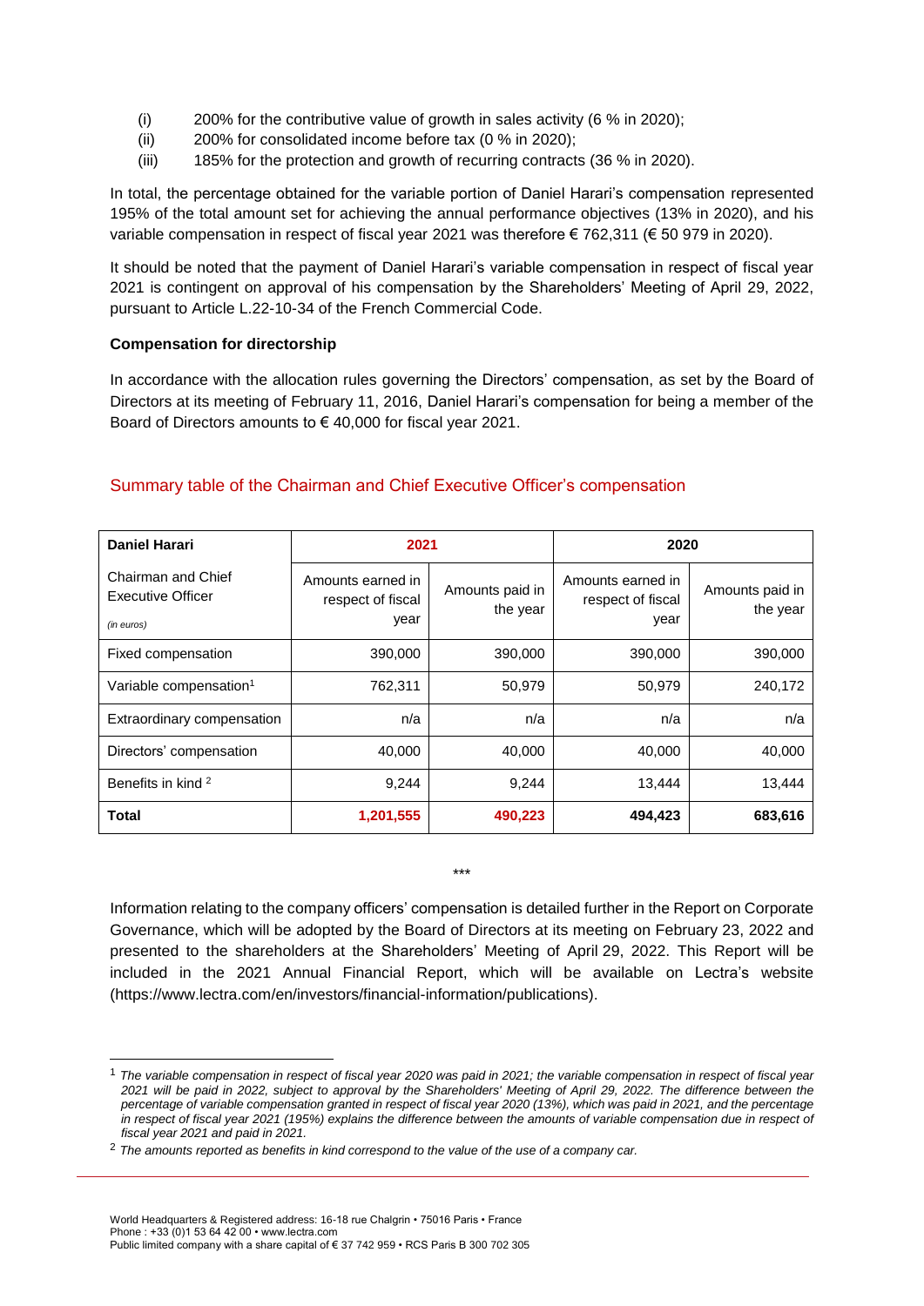(i) 200% for the contributive value of growth in sales activity (6 % in 2020);
(ii) 200% for consolidated income before tax (0 % in 2020);
(iii) 185% for the protection and growth of recurring contracts (36 % in 2020).

In total, the percentage obtained for the variable portion of Daniel Harari's compensation represented 195% of the total amount set for achieving the annual performance objectives (13% in 2020), and his variable compensation in respect of fiscal year 2021 was therefore € 762,311 (€ 50 979 in 2020).

It should be noted that the payment of Daniel Harari's variable compensation in respect of fiscal year 2021 is contingent on approval of his compensation by the Shareholders' Meeting of April 29, 2022, pursuant to Article L.22-10-34 of the French Commercial Code.

**Compensation for directorship**

In accordance with the allocation rules governing the Directors' compensation, as set by the Board of Directors at its meeting of February 11, 2016, Daniel Harari's compensation for being a member of the Board of Directors amounts to € 40,000 for fiscal year 2021.

## Summary table of the Chairman and Chief Executive Officer's compensation

| **Daniel Harari** | **2021** | | **2020** | |
|---|---|---|---|---|
| Chairman and Chief Executive Officer *(in euros)* | Amounts earned in respect of fiscal year | Amounts paid in the year | Amounts earned in respect of fiscal year | Amounts paid in the year |
| Fixed compensation | 390,000 | 390,000 | 390,000 | 390,000 |
| Variable compensation[1] | 762,311 | 50,979 | 50,979 | 240,172 |
| Extraordinary compensation | n/a | n/a | n/a | n/a |
| Directors' compensation | 40,000 | 40,000 | 40,000 | 40,000 |
| Benefits in kind [2] | 9,244 | 9,244 | 13,444 | 13,444 |
| **Total** | **1,201,555** | **490,223** | **494,423** | **683,616** |

\*\*\*

Information relating to the company officers' compensation is detailed further in the Report on Corporate Governance, which will be adopted by the Board of Directors at its meeting on February 23, 2022 and presented to the shareholders at the Shareholders' Meeting of April 29, 2022. This Report will be included in the 2021 Annual Financial Report, which will be available on Lectra's website (https://www.lectra.com/en/investors/financial-information/publications).

[1] *The variable compensation in respect of fiscal year 2020 was paid in 2021; the variable compensation in respect of fiscal year 2021 will be paid in 2022, subject to approval by the Shareholders' Meeting of April 29, 2022. The difference between the percentage of variable compensation granted in respect of fiscal year 2020 (13%), which was paid in 2021, and the percentage in respect of fiscal year 2021 (195%) explains the difference between the amounts of variable compensation due in respect of fiscal year 2021 and paid in 2021.*

[2] *The amounts reported as benefits in kind correspond to the value of the use of a company car.*

World Headquarters & Registered address: 16-18 rue Chalgrin • 75016 Paris • France
Phone : +33 (0)1 53 64 42 00 • www.lectra.com
Public limited company with a share capital of € 37 742 959 • RCS Paris B 300 702 305